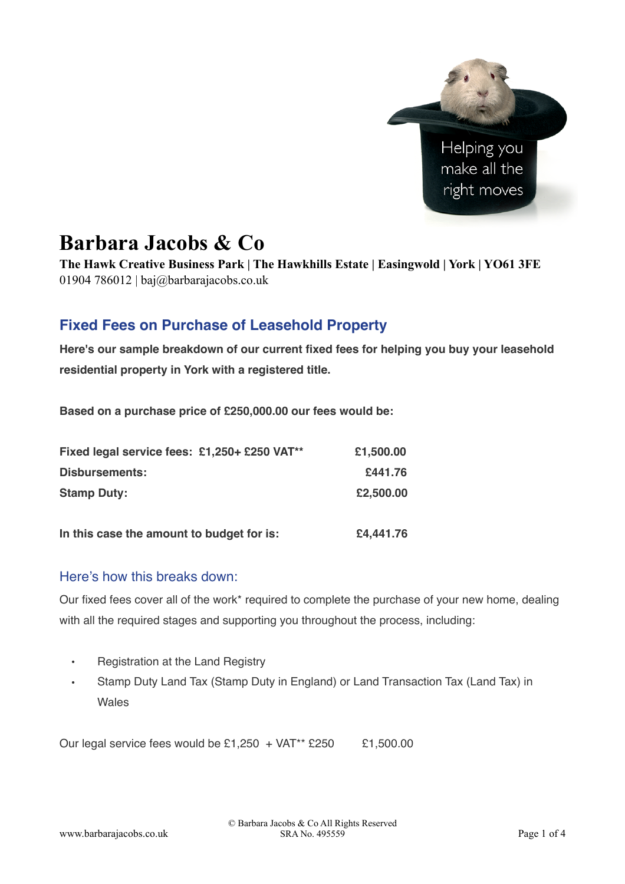# Barbara Jacobs & Co

**The Hawk Creative Business Park | The Hawkhills Estate | Easingwold | York | YO61 3FE**
01904 786012 | baj@barbarajacobs.co.uk

## Fixed Fees on Purchase of Leasehold Property

**Here's our sample breakdown of our current fixed fees for helping you buy your leasehold residential property in York with a registered title.**

**Based on a purchase price of £250,000.00 our fees would be:**

| | |
|---|---|
| **Fixed legal service fees: £1,250+ £250 VAT**** | **£1,500.00** |
| **Disbursements:** | **£441.76** |
| **Stamp Duty:** | **£2,500.00** |
| | |
| **In this case the amount to budget for is:** | **£4,441.76** |

### Here's how this breaks down:

Our fixed fees cover all of the work* required to complete the purchase of your new home, dealing with all the required stages and supporting you throughout the process, including:

- Registration at the Land Registry
- Stamp Duty Land Tax (Stamp Duty in England) or Land Transaction Tax (Land Tax) in Wales

Our legal service fees would be £1,250 + VAT** £250 £1,500.00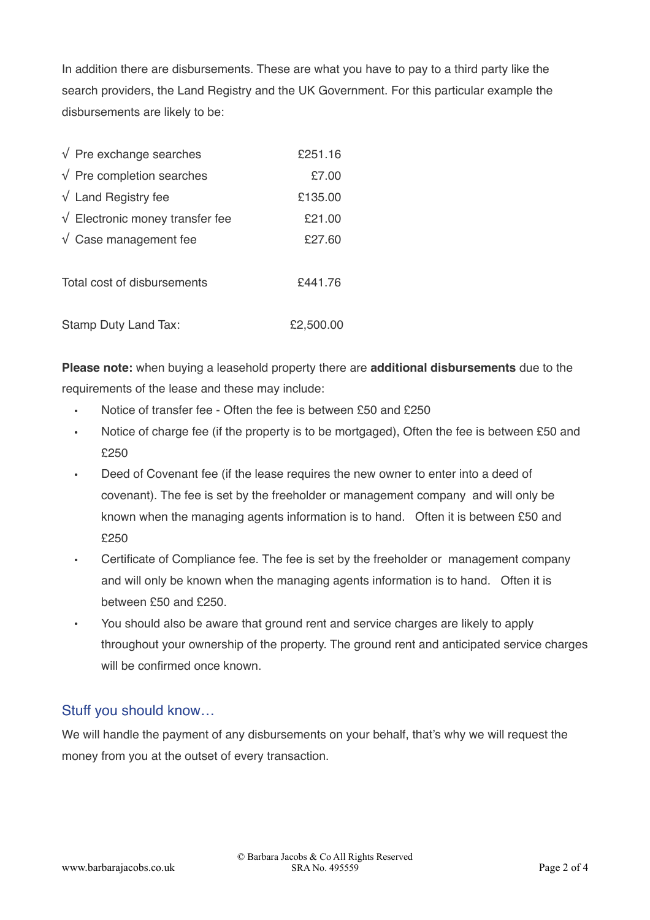In addition there are disbursements. These are what you have to pay to a third party like the search providers, the Land Registry and the UK Government. For this particular example the disbursements are likely to be:

| | |
|---|---|
| √ Pre exchange searches | £251.16 |
| √ Pre completion searches | £7.00 |
| √ Land Registry fee | £135.00 |
| √ Electronic money transfer fee | £21.00 |
| √ Case management fee | £27.60 |
| Total cost of disbursements | £441.76 |
| Stamp Duty Land Tax: | £2,500.00 |

**Please note:** when buying a leasehold property there are **additional disbursements** due to the requirements of the lease and these may include:

- Notice of transfer fee - Often the fee is between £50 and £250
- Notice of charge fee (if the property is to be mortgaged), Often the fee is between £50 and £250
- Deed of Covenant fee (if the lease requires the new owner to enter into a deed of covenant). The fee is set by the freeholder or management company and will only be known when the managing agents information is to hand. Often it is between £50 and £250
- Certificate of Compliance fee. The fee is set by the freeholder or management company and will only be known when the managing agents information is to hand. Often it is between £50 and £250.
- You should also be aware that ground rent and service charges are likely to apply throughout your ownership of the property. The ground rent and anticipated service charges will be confirmed once known.

## Stuff you should know…

We will handle the payment of any disbursements on your behalf, that's why we will request the money from you at the outset of every transaction.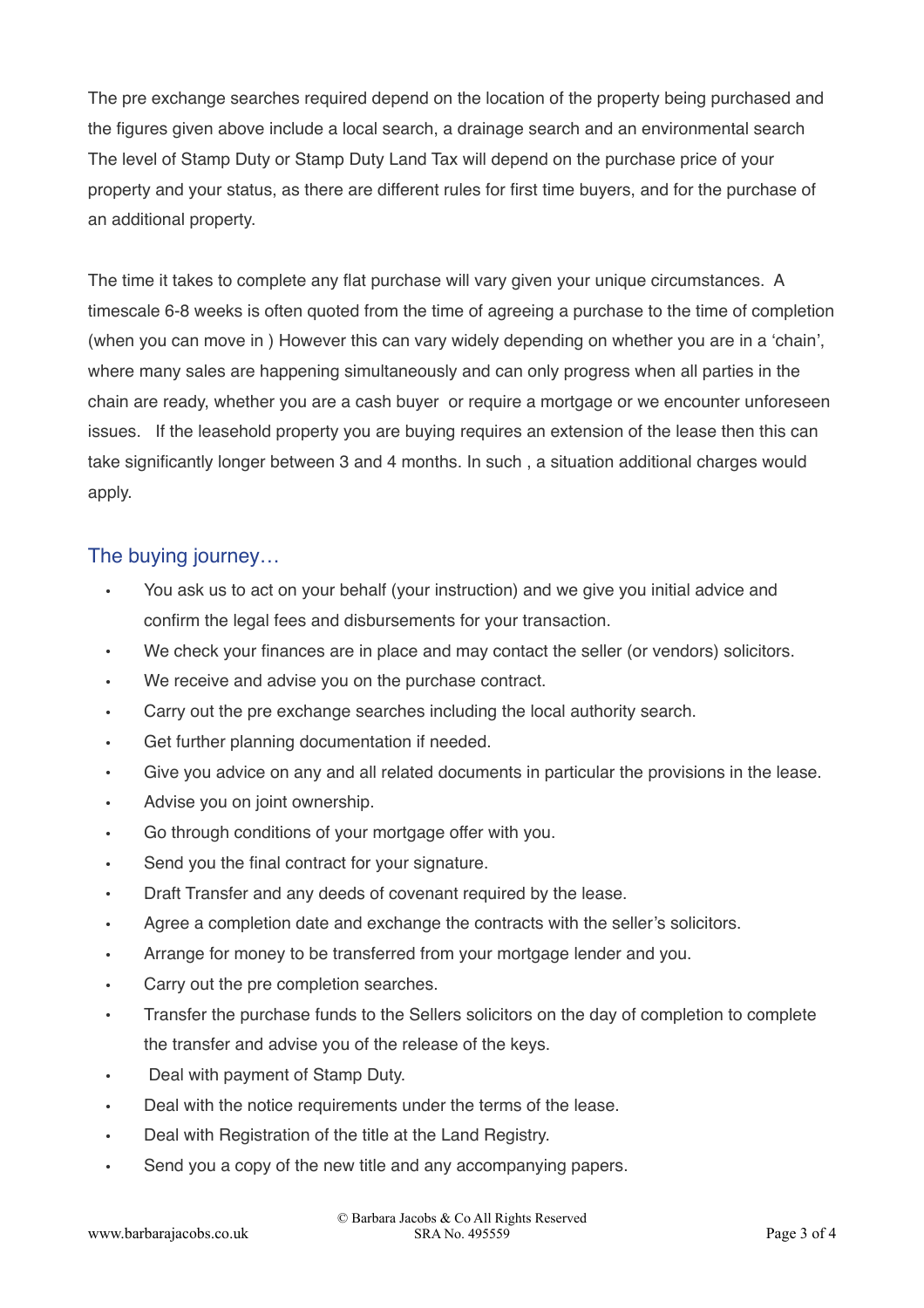The pre exchange searches required depend on the location of the property being purchased and the figures given above include a local search, a drainage search and an environmental search The level of Stamp Duty or Stamp Duty Land Tax will depend on the purchase price of your property and your status, as there are different rules for first time buyers, and for the purchase of an additional property.

The time it takes to complete any flat purchase will vary given your unique circumstances. A timescale 6-8 weeks is often quoted from the time of agreeing a purchase to the time of completion (when you can move in ) However this can vary widely depending on whether you are in a 'chain', where many sales are happening simultaneously and can only progress when all parties in the chain are ready, whether you are a cash buyer or require a mortgage or we encounter unforeseen issues. If the leasehold property you are buying requires an extension of the lease then this can take significantly longer between 3 and 4 months. In such , a situation additional charges would apply.

## The buying journey…

- You ask us to act on your behalf (your instruction) and we give you initial advice and confirm the legal fees and disbursements for your transaction.
- We check your finances are in place and may contact the seller (or vendors) solicitors.
- We receive and advise you on the purchase contract.
- Carry out the pre exchange searches including the local authority search.
- Get further planning documentation if needed.
- Give you advice on any and all related documents in particular the provisions in the lease.
- Advise you on joint ownership.
- Go through conditions of your mortgage offer with you.
- Send you the final contract for your signature.
- Draft Transfer and any deeds of covenant required by the lease.
- Agree a completion date and exchange the contracts with the seller's solicitors.
- Arrange for money to be transferred from your mortgage lender and you.
- Carry out the pre completion searches.
- Transfer the purchase funds to the Sellers solicitors on the day of completion to complete the transfer and advise you of the release of the keys.
- Deal with payment of Stamp Duty.
- Deal with the notice requirements under the terms of the lease.
- Deal with Registration of the title at the Land Registry.
- Send you a copy of the new title and any accompanying papers.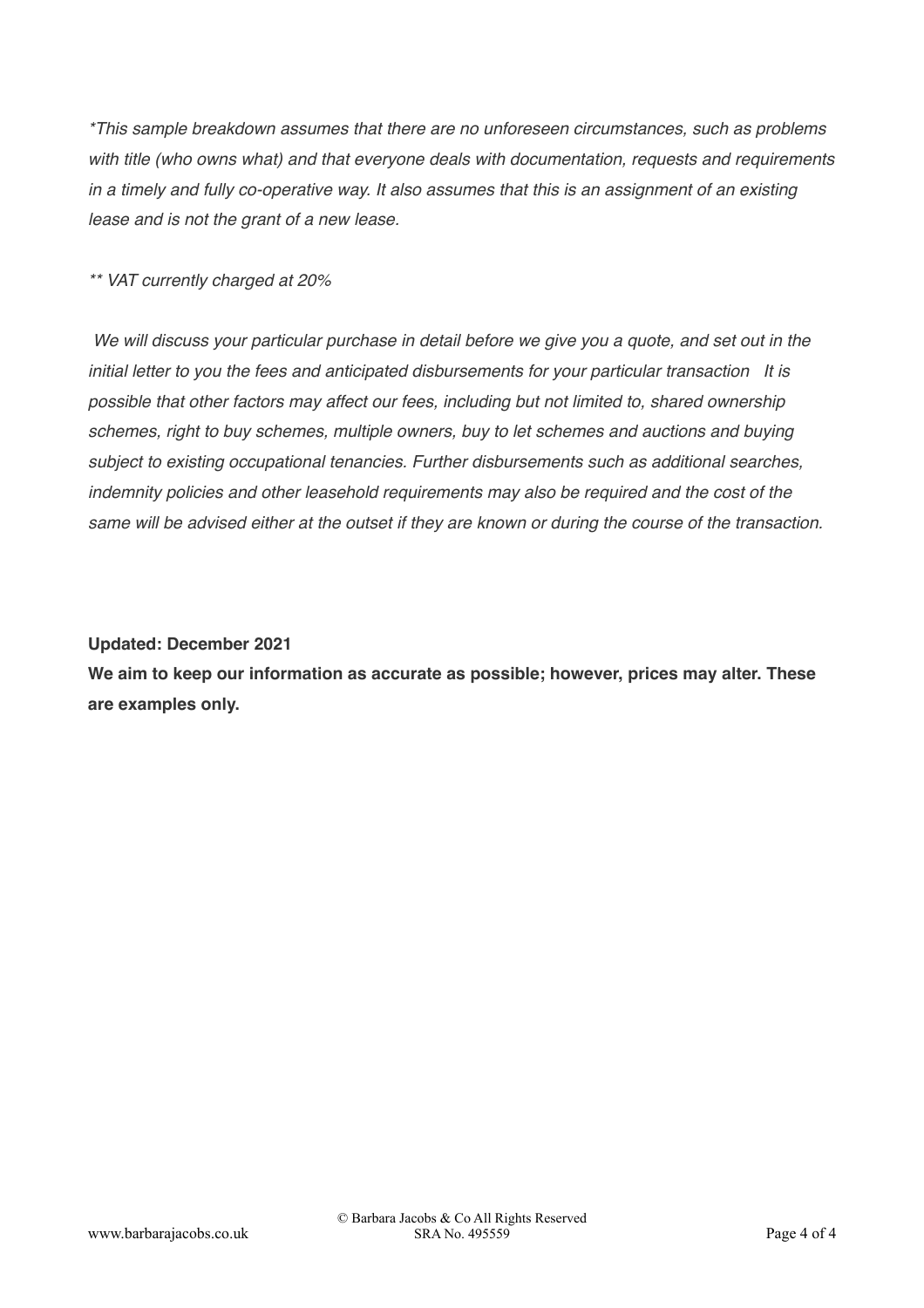*\*This sample breakdown assumes that there are no unforeseen circumstances, such as problems with title (who owns what) and that everyone deals with documentation, requests and requirements in a timely and fully co-operative way. It also assumes that this is an assignment of an existing lease and is not the grant of a new lease.*

*\*\* VAT currently charged at 20%*

*We will discuss your particular purchase in detail before we give you a quote, and set out in the initial letter to you the fees and anticipated disbursements for your particular transaction   It is possible that other factors may affect our fees, including but not limited to, shared ownership schemes, right to buy schemes, multiple owners, buy to let schemes and auctions and buying subject to existing occupational tenancies. Further disbursements such as additional searches, indemnity policies and other leasehold requirements may also be required and the cost of the same will be advised either at the outset if they are known or during the course of the transaction.*

**Updated: December 2021**

**We aim to keep our information as accurate as possible; however, prices may alter. These are examples only.**

www.barbarajacobs.co.uk

© Barbara Jacobs & Co All Rights Reserved
SRA No. 495559